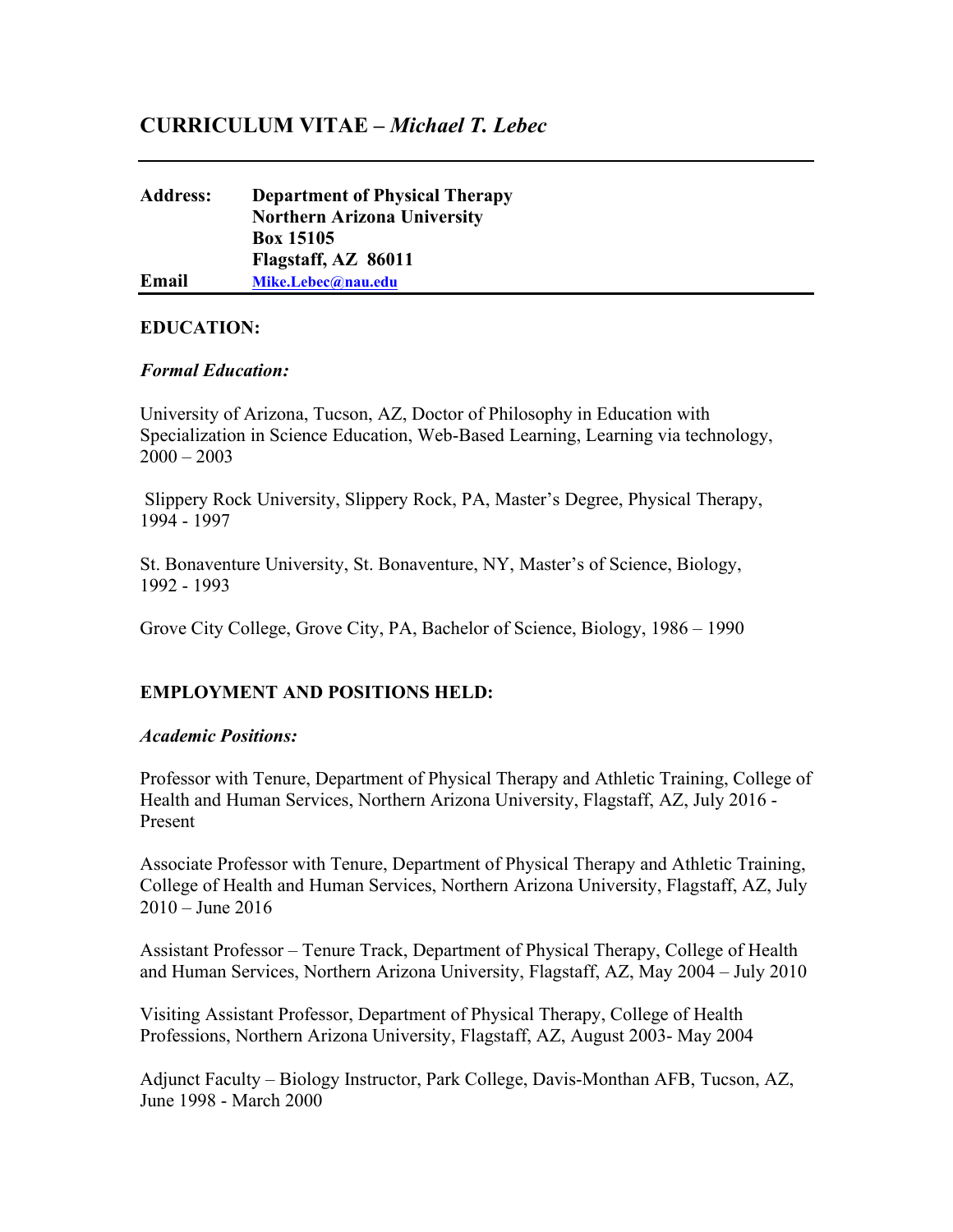# CURRICULUM VITAE – *Michael T. Lebec*

| | |
|---|---|
| **Address:** | **Department of Physical Therapy** |
| | **Northern Arizona University** |
| | **Box 15105** |
| | **Flagstaff, AZ 86011** |
| **Email** | **Mike.Lebec@nau.edu** |

## EDUCATION:

### *Formal Education:*

University of Arizona, Tucson, AZ, Doctor of Philosophy in Education with Specialization in Science Education, Web-Based Learning, Learning via technology, 2000 – 2003

Slippery Rock University, Slippery Rock, PA, Master's Degree, Physical Therapy, 1994 - 1997

St. Bonaventure University, St. Bonaventure, NY, Master's of Science, Biology, 1992 - 1993

Grove City College, Grove City, PA, Bachelor of Science, Biology, 1986 – 1990

## EMPLOYMENT AND POSITIONS HELD:

### *Academic Positions:*

Professor with Tenure, Department of Physical Therapy and Athletic Training, College of Health and Human Services, Northern Arizona University, Flagstaff, AZ, July 2016 - Present

Associate Professor with Tenure, Department of Physical Therapy and Athletic Training, College of Health and Human Services, Northern Arizona University, Flagstaff, AZ, July 2010 – June 2016

Assistant Professor – Tenure Track, Department of Physical Therapy, College of Health and Human Services, Northern Arizona University, Flagstaff, AZ, May 2004 – July 2010

Visiting Assistant Professor, Department of Physical Therapy, College of Health Professions, Northern Arizona University, Flagstaff, AZ, August 2003- May 2004

Adjunct Faculty – Biology Instructor, Park College, Davis-Monthan AFB, Tucson, AZ, June 1998 - March 2000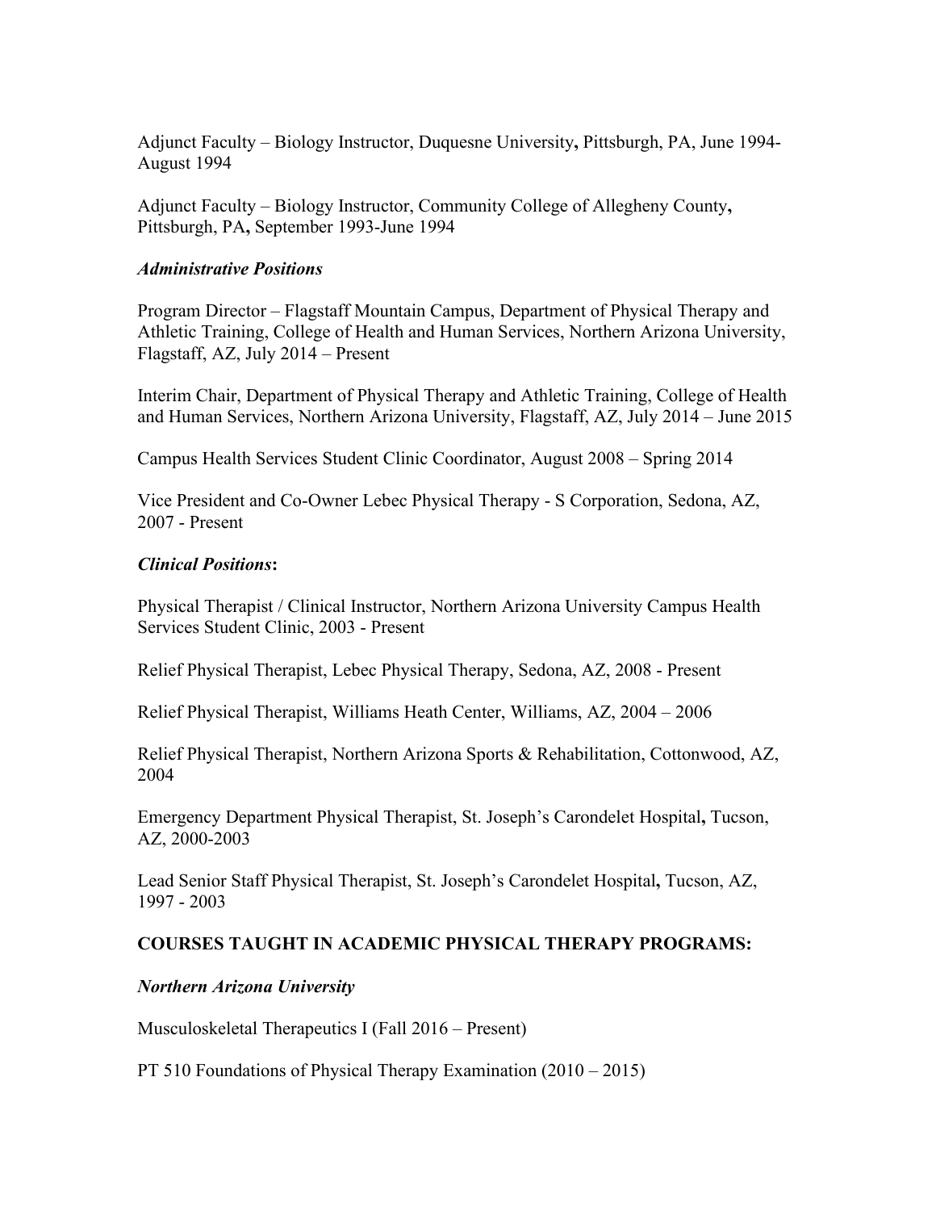Adjunct Faculty – Biology Instructor, Duquesne University**,** Pittsburgh, PA, June 1994-August 1994

Adjunct Faculty – Biology Instructor, Community College of Allegheny County**,** Pittsburgh, PA**,** September 1993-June 1994

***Administrative Positions***

Program Director – Flagstaff Mountain Campus, Department of Physical Therapy and Athletic Training, College of Health and Human Services, Northern Arizona University, Flagstaff, AZ, July 2014 – Present

Interim Chair, Department of Physical Therapy and Athletic Training, College of Health and Human Services, Northern Arizona University, Flagstaff, AZ, July 2014 – June 2015

Campus Health Services Student Clinic Coordinator, August 2008 – Spring 2014

Vice President and Co-Owner Lebec Physical Therapy - S Corporation, Sedona, AZ, 2007 - Present

***Clinical Positions*:**

Physical Therapist / Clinical Instructor, Northern Arizona University Campus Health Services Student Clinic, 2003 - Present

Relief Physical Therapist, Lebec Physical Therapy, Sedona, AZ, 2008 - Present

Relief Physical Therapist, Williams Heath Center, Williams, AZ, 2004 – 2006

Relief Physical Therapist, Northern Arizona Sports & Rehabilitation, Cottonwood, AZ, 2004

Emergency Department Physical Therapist, St. Joseph's Carondelet Hospital**,** Tucson, AZ, 2000-2003

Lead Senior Staff Physical Therapist, St. Joseph's Carondelet Hospital**,** Tucson, AZ, 1997 - 2003

## COURSES TAUGHT IN ACADEMIC PHYSICAL THERAPY PROGRAMS:

***Northern Arizona University***

Musculoskeletal Therapeutics I (Fall 2016 – Present)

PT 510 Foundations of Physical Therapy Examination (2010 – 2015)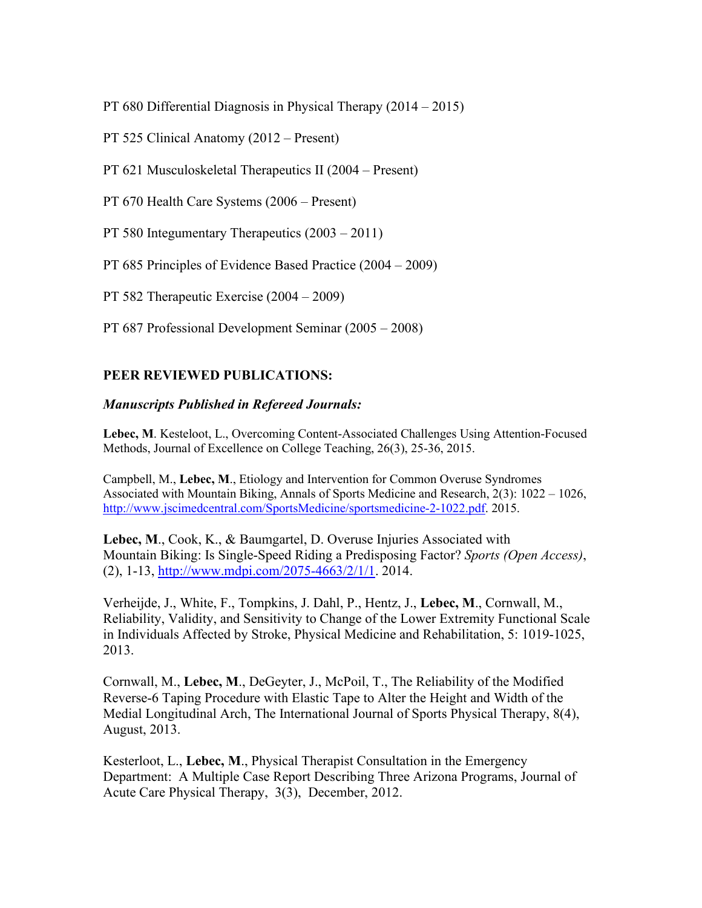PT 680 Differential Diagnosis in Physical Therapy (2014 – 2015)

PT 525 Clinical Anatomy (2012 – Present)

PT 621 Musculoskeletal Therapeutics II (2004 – Present)

PT 670 Health Care Systems (2006 – Present)

PT 580 Integumentary Therapeutics (2003 – 2011)

PT 685 Principles of Evidence Based Practice (2004 – 2009)

PT 582 Therapeutic Exercise (2004 – 2009)

PT 687 Professional Development Seminar (2005 – 2008)

## PEER REVIEWED PUBLICATIONS:

### *Manuscripts Published in Refereed Journals:*

**Lebec, M**. Kesteloot, L., Overcoming Content-Associated Challenges Using Attention-Focused Methods, Journal of Excellence on College Teaching, 26(3), 25-36, 2015.

Campbell, M., **Lebec, M**., Etiology and Intervention for Common Overuse Syndromes Associated with Mountain Biking, Annals of Sports Medicine and Research, 2(3): 1022 – 1026, http://www.jscimedcentral.com/SportsMedicine/sportsmedicine-2-1022.pdf. 2015.

**Lebec, M**., Cook, K., & Baumgartel, D. Overuse Injuries Associated with Mountain Biking: Is Single-Speed Riding a Predisposing Factor? *Sports (Open Access)*, (2), 1-13, http://www.mdpi.com/2075-4663/2/1/1. 2014.

Verheijde, J., White, F., Tompkins, J. Dahl, P., Hentz, J., **Lebec, M**., Cornwall, M., Reliability, Validity, and Sensitivity to Change of the Lower Extremity Functional Scale in Individuals Affected by Stroke, Physical Medicine and Rehabilitation, 5: 1019-1025, 2013.

Cornwall, M., **Lebec, M**., DeGeyter, J., McPoil, T., The Reliability of the Modified Reverse-6 Taping Procedure with Elastic Tape to Alter the Height and Width of the Medial Longitudinal Arch, The International Journal of Sports Physical Therapy, 8(4), August, 2013.

Kesterloot, L., **Lebec, M**., Physical Therapist Consultation in the Emergency Department: A Multiple Case Report Describing Three Arizona Programs, Journal of Acute Care Physical Therapy, 3(3), December, 2012.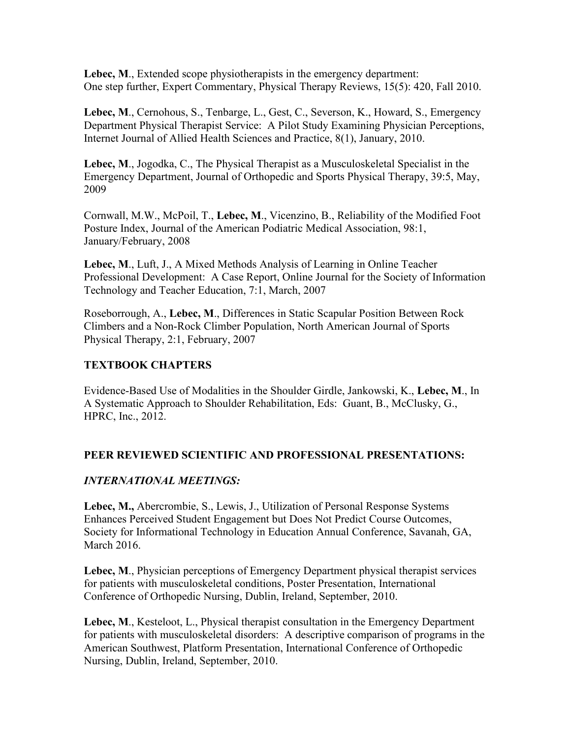**Lebec, M**., Extended scope physiotherapists in the emergency department: One step further, Expert Commentary, Physical Therapy Reviews, 15(5): 420, Fall 2010.

**Lebec, M**., Cernohous, S., Tenbarge, L., Gest, C., Severson, K., Howard, S., Emergency Department Physical Therapist Service: A Pilot Study Examining Physician Perceptions, Internet Journal of Allied Health Sciences and Practice, 8(1), January, 2010.

**Lebec, M**., Jogodka, C., The Physical Therapist as a Musculoskeletal Specialist in the Emergency Department, Journal of Orthopedic and Sports Physical Therapy, 39:5, May, 2009

Cornwall, M.W., McPoil, T., **Lebec, M**., Vicenzino, B., Reliability of the Modified Foot Posture Index, Journal of the American Podiatric Medical Association, 98:1, January/February, 2008

**Lebec, M**., Luft, J., A Mixed Methods Analysis of Learning in Online Teacher Professional Development: A Case Report, Online Journal for the Society of Information Technology and Teacher Education, 7:1, March, 2007

Roseborrough, A., **Lebec, M**., Differences in Static Scapular Position Between Rock Climbers and a Non-Rock Climber Population, North American Journal of Sports Physical Therapy, 2:1, February, 2007

## TEXTBOOK CHAPTERS

Evidence-Based Use of Modalities in the Shoulder Girdle, Jankowski, K., **Lebec, M**., In A Systematic Approach to Shoulder Rehabilitation, Eds: Guant, B., McClusky, G., HPRC, Inc., 2012.

## PEER REVIEWED SCIENTIFIC AND PROFESSIONAL PRESENTATIONS:

### *INTERNATIONAL MEETINGS:*

**Lebec, M.,** Abercrombie, S., Lewis, J., Utilization of Personal Response Systems Enhances Perceived Student Engagement but Does Not Predict Course Outcomes, Society for Informational Technology in Education Annual Conference, Savanah, GA, March 2016.

**Lebec, M**., Physician perceptions of Emergency Department physical therapist services for patients with musculoskeletal conditions, Poster Presentation, International Conference of Orthopedic Nursing, Dublin, Ireland, September, 2010.

**Lebec, M**., Kesteloot, L., Physical therapist consultation in the Emergency Department for patients with musculoskeletal disorders: A descriptive comparison of programs in the American Southwest, Platform Presentation, International Conference of Orthopedic Nursing, Dublin, Ireland, September, 2010.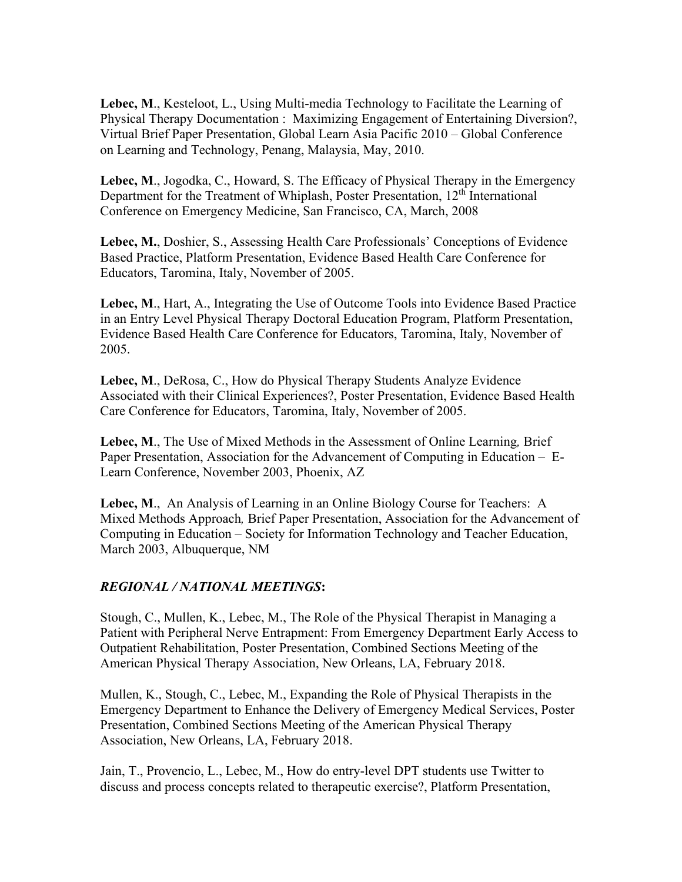**Lebec, M**., Kesteloot, L., Using Multi-media Technology to Facilitate the Learning of Physical Therapy Documentation : Maximizing Engagement of Entertaining Diversion?, Virtual Brief Paper Presentation, Global Learn Asia Pacific 2010 – Global Conference on Learning and Technology, Penang, Malaysia, May, 2010.

**Lebec, M**., Jogodka, C., Howard, S. The Efficacy of Physical Therapy in the Emergency Department for the Treatment of Whiplash, Poster Presentation, 12th International Conference on Emergency Medicine, San Francisco, CA, March, 2008

**Lebec, M.**, Doshier, S., Assessing Health Care Professionals' Conceptions of Evidence Based Practice, Platform Presentation, Evidence Based Health Care Conference for Educators, Taromina, Italy, November of 2005.

**Lebec, M**., Hart, A., Integrating the Use of Outcome Tools into Evidence Based Practice in an Entry Level Physical Therapy Doctoral Education Program, Platform Presentation, Evidence Based Health Care Conference for Educators, Taromina, Italy, November of 2005.

**Lebec, M**., DeRosa, C., How do Physical Therapy Students Analyze Evidence Associated with their Clinical Experiences?, Poster Presentation, Evidence Based Health Care Conference for Educators, Taromina, Italy, November of 2005.

**Lebec, M**., The Use of Mixed Methods in the Assessment of Online Learning*,* Brief Paper Presentation, Association for the Advancement of Computing in Education – E-Learn Conference, November 2003, Phoenix, AZ

**Lebec, M**., An Analysis of Learning in an Online Biology Course for Teachers: A Mixed Methods Approach*,* Brief Paper Presentation, Association for the Advancement of Computing in Education – Society for Information Technology and Teacher Education, March 2003, Albuquerque, NM

***REGIONAL / NATIONAL MEETINGS*:**

Stough, C., Mullen, K., Lebec, M., The Role of the Physical Therapist in Managing a Patient with Peripheral Nerve Entrapment: From Emergency Department Early Access to Outpatient Rehabilitation, Poster Presentation, Combined Sections Meeting of the American Physical Therapy Association, New Orleans, LA, February 2018.

Mullen, K., Stough, C., Lebec, M., Expanding the Role of Physical Therapists in the Emergency Department to Enhance the Delivery of Emergency Medical Services, Poster Presentation, Combined Sections Meeting of the American Physical Therapy Association, New Orleans, LA, February 2018.

Jain, T., Provencio, L., Lebec, M., How do entry-level DPT students use Twitter to discuss and process concepts related to therapeutic exercise?, Platform Presentation,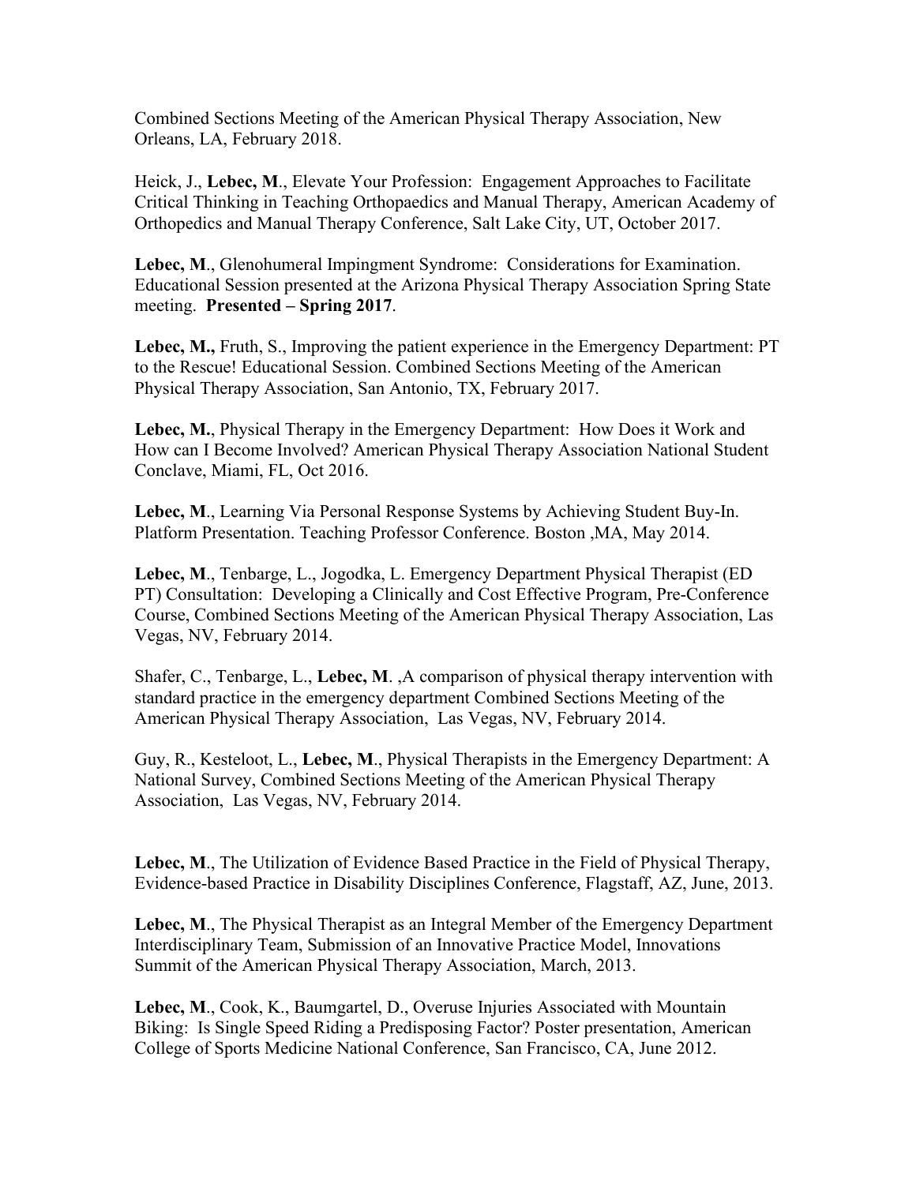Combined Sections Meeting of the American Physical Therapy Association, New Orleans, LA, February 2018.

Heick, J., **Lebec, M**., Elevate Your Profession: Engagement Approaches to Facilitate Critical Thinking in Teaching Orthopaedics and Manual Therapy, American Academy of Orthopedics and Manual Therapy Conference, Salt Lake City, UT, October 2017.

**Lebec, M**., Glenohumeral Impingment Syndrome: Considerations for Examination. Educational Session presented at the Arizona Physical Therapy Association Spring State meeting. **Presented – Spring 2017**.

**Lebec, M.,** Fruth, S., Improving the patient experience in the Emergency Department: PT to the Rescue! Educational Session. Combined Sections Meeting of the American Physical Therapy Association, San Antonio, TX, February 2017.

**Lebec, M.**, Physical Therapy in the Emergency Department: How Does it Work and How can I Become Involved? American Physical Therapy Association National Student Conclave, Miami, FL, Oct 2016.

**Lebec, M**., Learning Via Personal Response Systems by Achieving Student Buy-In. Platform Presentation. Teaching Professor Conference. Boston ,MA, May 2014.

**Lebec, M**., Tenbarge, L., Jogodka, L. Emergency Department Physical Therapist (ED PT) Consultation: Developing a Clinically and Cost Effective Program, Pre-Conference Course, Combined Sections Meeting of the American Physical Therapy Association, Las Vegas, NV, February 2014.

Shafer, C., Tenbarge, L., **Lebec, M**. ,A comparison of physical therapy intervention with standard practice in the emergency department Combined Sections Meeting of the American Physical Therapy Association, Las Vegas, NV, February 2014.

Guy, R., Kesteloot, L., **Lebec, M**., Physical Therapists in the Emergency Department: A National Survey, Combined Sections Meeting of the American Physical Therapy Association, Las Vegas, NV, February 2014.

**Lebec, M**., The Utilization of Evidence Based Practice in the Field of Physical Therapy, Evidence-based Practice in Disability Disciplines Conference, Flagstaff, AZ, June, 2013.

**Lebec, M**., The Physical Therapist as an Integral Member of the Emergency Department Interdisciplinary Team, Submission of an Innovative Practice Model, Innovations Summit of the American Physical Therapy Association, March, 2013.

**Lebec, M**., Cook, K., Baumgartel, D., Overuse Injuries Associated with Mountain Biking: Is Single Speed Riding a Predisposing Factor? Poster presentation, American College of Sports Medicine National Conference, San Francisco, CA, June 2012.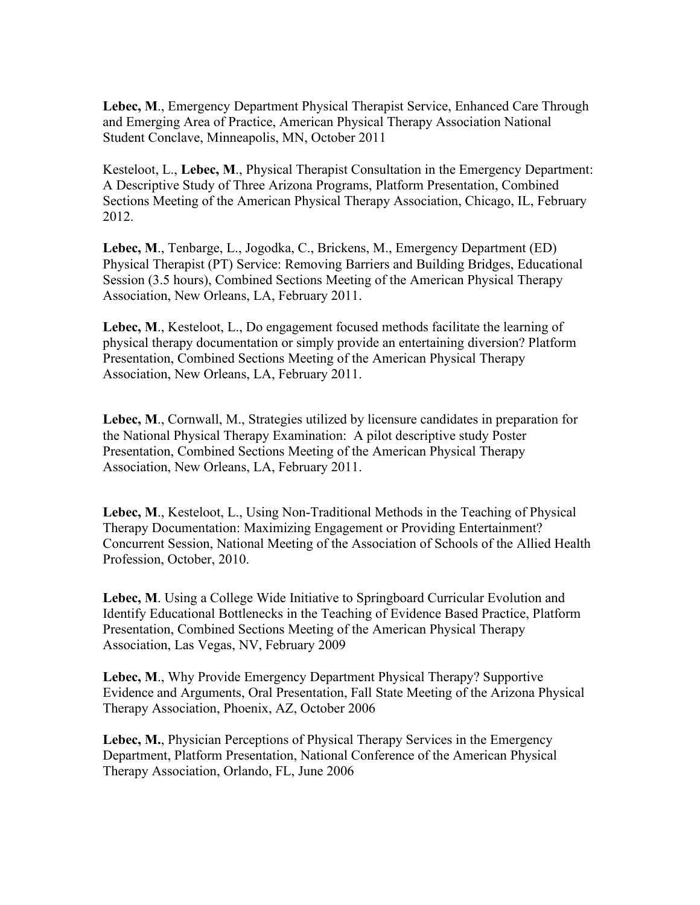**Lebec, M**., Emergency Department Physical Therapist Service, Enhanced Care Through and Emerging Area of Practice, American Physical Therapy Association National Student Conclave, Minneapolis, MN, October 2011

Kesteloot, L., **Lebec, M**., Physical Therapist Consultation in the Emergency Department: A Descriptive Study of Three Arizona Programs, Platform Presentation, Combined Sections Meeting of the American Physical Therapy Association, Chicago, IL, February 2012.

**Lebec, M**., Tenbarge, L., Jogodka, C., Brickens, M., Emergency Department (ED) Physical Therapist (PT) Service: Removing Barriers and Building Bridges, Educational Session (3.5 hours), Combined Sections Meeting of the American Physical Therapy Association, New Orleans, LA, February 2011.

**Lebec, M**., Kesteloot, L., Do engagement focused methods facilitate the learning of physical therapy documentation or simply provide an entertaining diversion? Platform Presentation, Combined Sections Meeting of the American Physical Therapy Association, New Orleans, LA, February 2011.

**Lebec, M**., Cornwall, M., Strategies utilized by licensure candidates in preparation for the National Physical Therapy Examination: A pilot descriptive study Poster Presentation, Combined Sections Meeting of the American Physical Therapy Association, New Orleans, LA, February 2011.

**Lebec, M**., Kesteloot, L., Using Non-Traditional Methods in the Teaching of Physical Therapy Documentation: Maximizing Engagement or Providing Entertainment? Concurrent Session, National Meeting of the Association of Schools of the Allied Health Profession, October, 2010.

**Lebec, M**. Using a College Wide Initiative to Springboard Curricular Evolution and Identify Educational Bottlenecks in the Teaching of Evidence Based Practice, Platform Presentation, Combined Sections Meeting of the American Physical Therapy Association, Las Vegas, NV, February 2009

**Lebec, M**., Why Provide Emergency Department Physical Therapy? Supportive Evidence and Arguments, Oral Presentation, Fall State Meeting of the Arizona Physical Therapy Association, Phoenix, AZ, October 2006

**Lebec, M.**, Physician Perceptions of Physical Therapy Services in the Emergency Department, Platform Presentation, National Conference of the American Physical Therapy Association, Orlando, FL, June 2006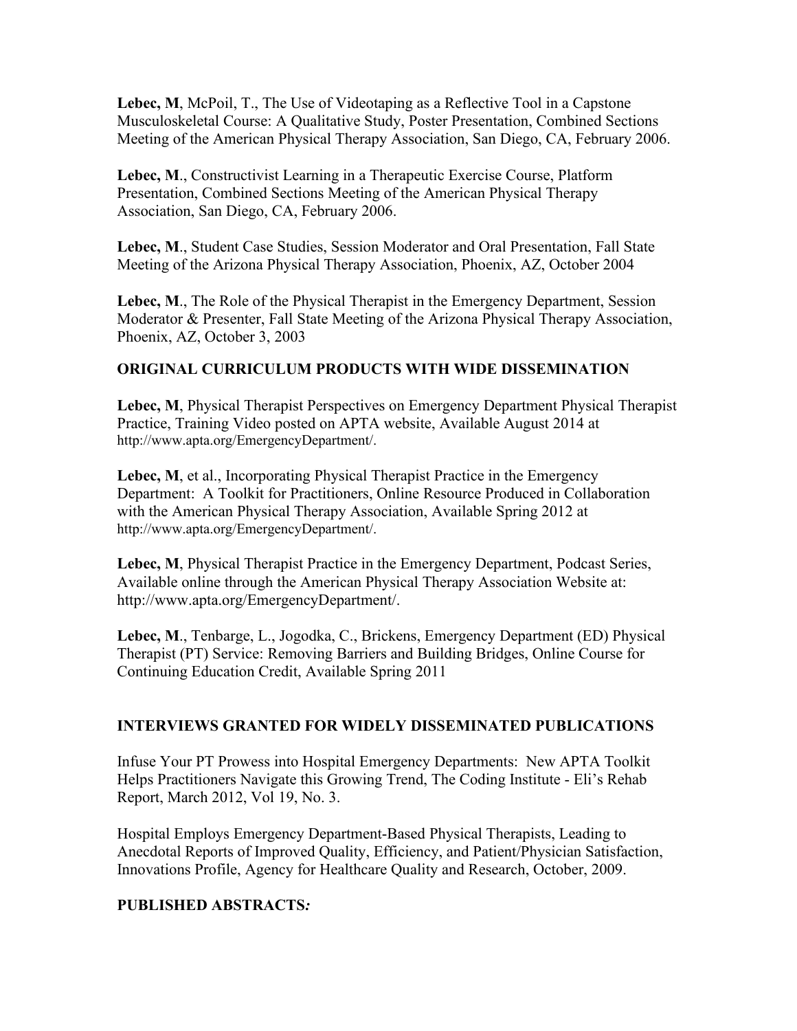**Lebec, M**, McPoil, T., The Use of Videotaping as a Reflective Tool in a Capstone Musculoskeletal Course: A Qualitative Study, Poster Presentation, Combined Sections Meeting of the American Physical Therapy Association, San Diego, CA, February 2006.

**Lebec, M**., Constructivist Learning in a Therapeutic Exercise Course, Platform Presentation, Combined Sections Meeting of the American Physical Therapy Association, San Diego, CA, February 2006.

**Lebec, M**., Student Case Studies, Session Moderator and Oral Presentation, Fall State Meeting of the Arizona Physical Therapy Association, Phoenix, AZ, October 2004

**Lebec, M**., The Role of the Physical Therapist in the Emergency Department, Session Moderator & Presenter, Fall State Meeting of the Arizona Physical Therapy Association, Phoenix, AZ, October 3, 2003

## ORIGINAL CURRICULUM PRODUCTS WITH WIDE DISSEMINATION

**Lebec, M**, Physical Therapist Perspectives on Emergency Department Physical Therapist Practice, Training Video posted on APTA website, Available August 2014 at http://www.apta.org/EmergencyDepartment/.

**Lebec, M**, et al., Incorporating Physical Therapist Practice in the Emergency Department: A Toolkit for Practitioners, Online Resource Produced in Collaboration with the American Physical Therapy Association, Available Spring 2012 at http://www.apta.org/EmergencyDepartment/.

**Lebec, M**, Physical Therapist Practice in the Emergency Department, Podcast Series, Available online through the American Physical Therapy Association Website at: http://www.apta.org/EmergencyDepartment/.

**Lebec, M**., Tenbarge, L., Jogodka, C., Brickens, Emergency Department (ED) Physical Therapist (PT) Service: Removing Barriers and Building Bridges, Online Course for Continuing Education Credit, Available Spring 2011

## INTERVIEWS GRANTED FOR WIDELY DISSEMINATED PUBLICATIONS

Infuse Your PT Prowess into Hospital Emergency Departments: New APTA Toolkit Helps Practitioners Navigate this Growing Trend, The Coding Institute - Eli's Rehab Report, March 2012, Vol 19, No. 3.

Hospital Employs Emergency Department-Based Physical Therapists, Leading to Anecdotal Reports of Improved Quality, Efficiency, and Patient/Physician Satisfaction, Innovations Profile, Agency for Healthcare Quality and Research, October, 2009.

## PUBLISHED ABSTRACTS*:*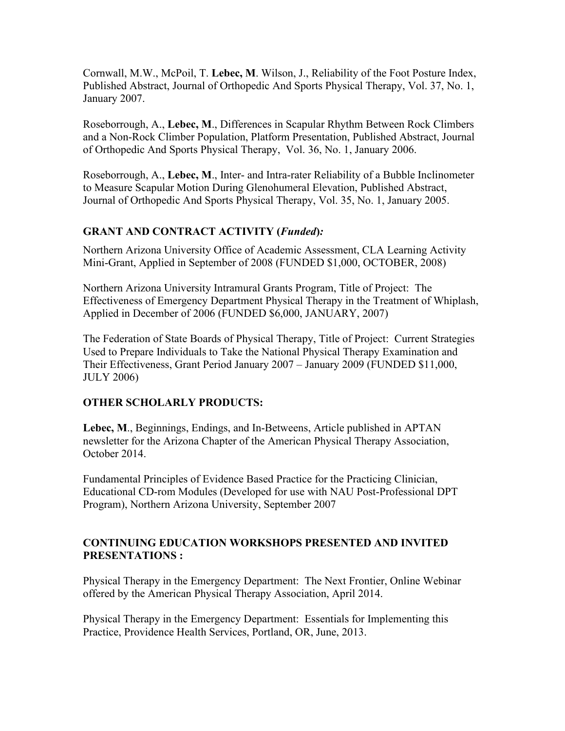Cornwall, M.W., McPoil, T. **Lebec, M**. Wilson, J., Reliability of the Foot Posture Index, Published Abstract, Journal of Orthopedic And Sports Physical Therapy, Vol. 37, No. 1, January 2007.

Roseborrough, A., **Lebec, M**., Differences in Scapular Rhythm Between Rock Climbers and a Non-Rock Climber Population, Platform Presentation, Published Abstract, Journal of Orthopedic And Sports Physical Therapy, Vol. 36, No. 1, January 2006.

Roseborrough, A., **Lebec, M**., Inter- and Intra-rater Reliability of a Bubble Inclinometer to Measure Scapular Motion During Glenohumeral Elevation, Published Abstract, Journal of Orthopedic And Sports Physical Therapy, Vol. 35, No. 1, January 2005.

### GRANT AND CONTRACT ACTIVITY (*Funded*):

Northern Arizona University Office of Academic Assessment, CLA Learning Activity Mini-Grant, Applied in September of 2008 (FUNDED $1,000, OCTOBER, 2008)

Northern Arizona University Intramural Grants Program, Title of Project: The Effectiveness of Emergency Department Physical Therapy in the Treatment of Whiplash, Applied in December of 2006 (FUNDED $6,000, JANUARY, 2007)

The Federation of State Boards of Physical Therapy, Title of Project: Current Strategies Used to Prepare Individuals to Take the National Physical Therapy Examination and Their Effectiveness, Grant Period January 2007 – January 2009 (FUNDED $11,000, JULY 2006)

### OTHER SCHOLARLY PRODUCTS:

**Lebec, M**., Beginnings, Endings, and In-Betweens, Article published in APTAN newsletter for the Arizona Chapter of the American Physical Therapy Association, October 2014.

Fundamental Principles of Evidence Based Practice for the Practicing Clinician, Educational CD-rom Modules (Developed for use with NAU Post-Professional DPT Program), Northern Arizona University, September 2007

### CONTINUING EDUCATION WORKSHOPS PRESENTED AND INVITED PRESENTATIONS :

Physical Therapy in the Emergency Department: The Next Frontier, Online Webinar offered by the American Physical Therapy Association, April 2014.

Physical Therapy in the Emergency Department: Essentials for Implementing this Practice, Providence Health Services, Portland, OR, June, 2013.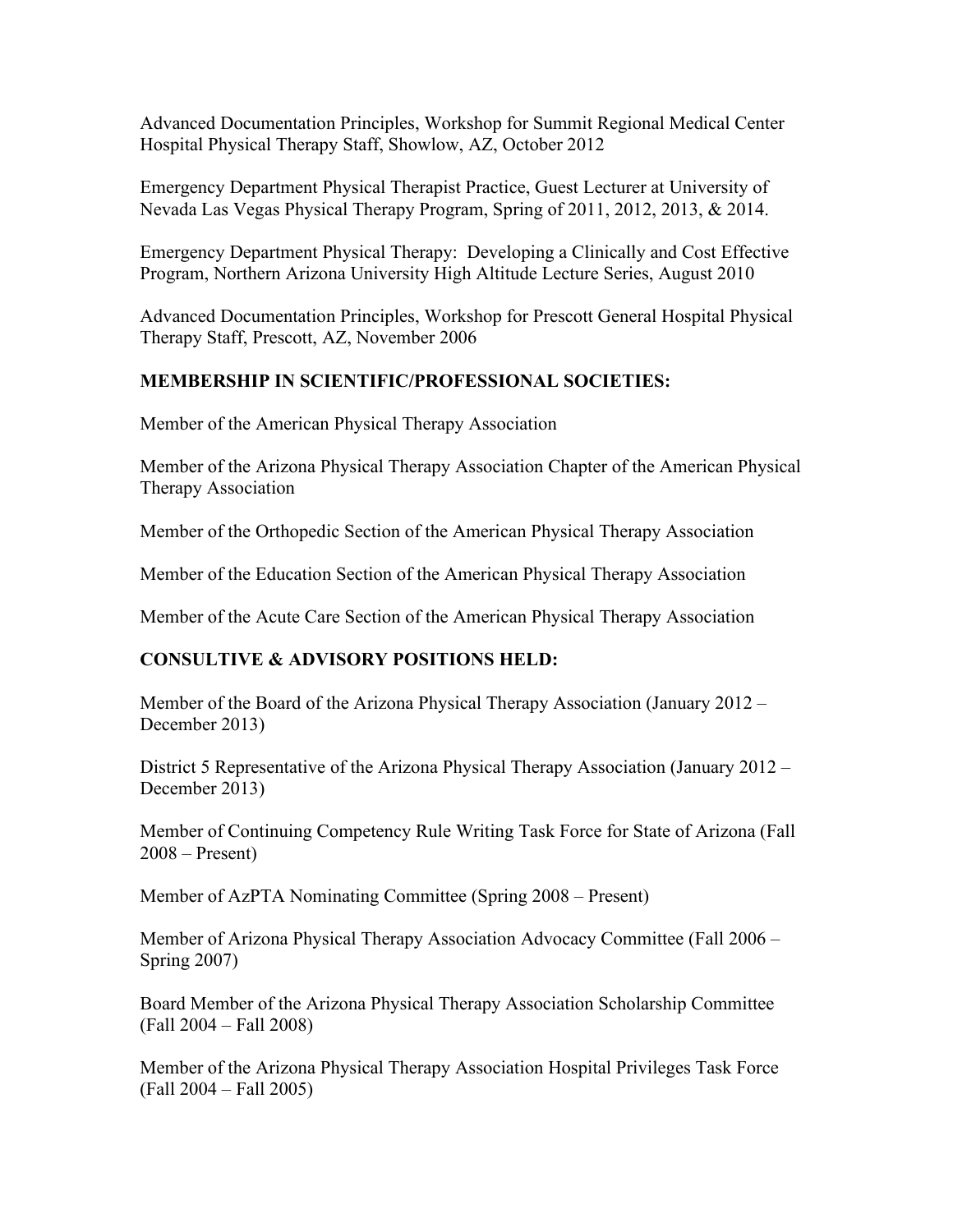Advanced Documentation Principles, Workshop for Summit Regional Medical Center Hospital Physical Therapy Staff, Showlow, AZ, October 2012

Emergency Department Physical Therapist Practice, Guest Lecturer at University of Nevada Las Vegas Physical Therapy Program, Spring of 2011, 2012, 2013, & 2014.

Emergency Department Physical Therapy: Developing a Clinically and Cost Effective Program, Northern Arizona University High Altitude Lecture Series, August 2010

Advanced Documentation Principles, Workshop for Prescott General Hospital Physical Therapy Staff, Prescott, AZ, November 2006

## MEMBERSHIP IN SCIENTIFIC/PROFESSIONAL SOCIETIES:

Member of the American Physical Therapy Association

Member of the Arizona Physical Therapy Association Chapter of the American Physical Therapy Association

Member of the Orthopedic Section of the American Physical Therapy Association

Member of the Education Section of the American Physical Therapy Association

Member of the Acute Care Section of the American Physical Therapy Association

## CONSULTIVE & ADVISORY POSITIONS HELD:

Member of the Board of the Arizona Physical Therapy Association (January 2012 – December 2013)

District 5 Representative of the Arizona Physical Therapy Association (January 2012 – December 2013)

Member of Continuing Competency Rule Writing Task Force for State of Arizona (Fall 2008 – Present)

Member of AzPTA Nominating Committee (Spring 2008 – Present)

Member of Arizona Physical Therapy Association Advocacy Committee (Fall 2006 – Spring 2007)

Board Member of the Arizona Physical Therapy Association Scholarship Committee (Fall 2004 – Fall 2008)

Member of the Arizona Physical Therapy Association Hospital Privileges Task Force (Fall 2004 – Fall 2005)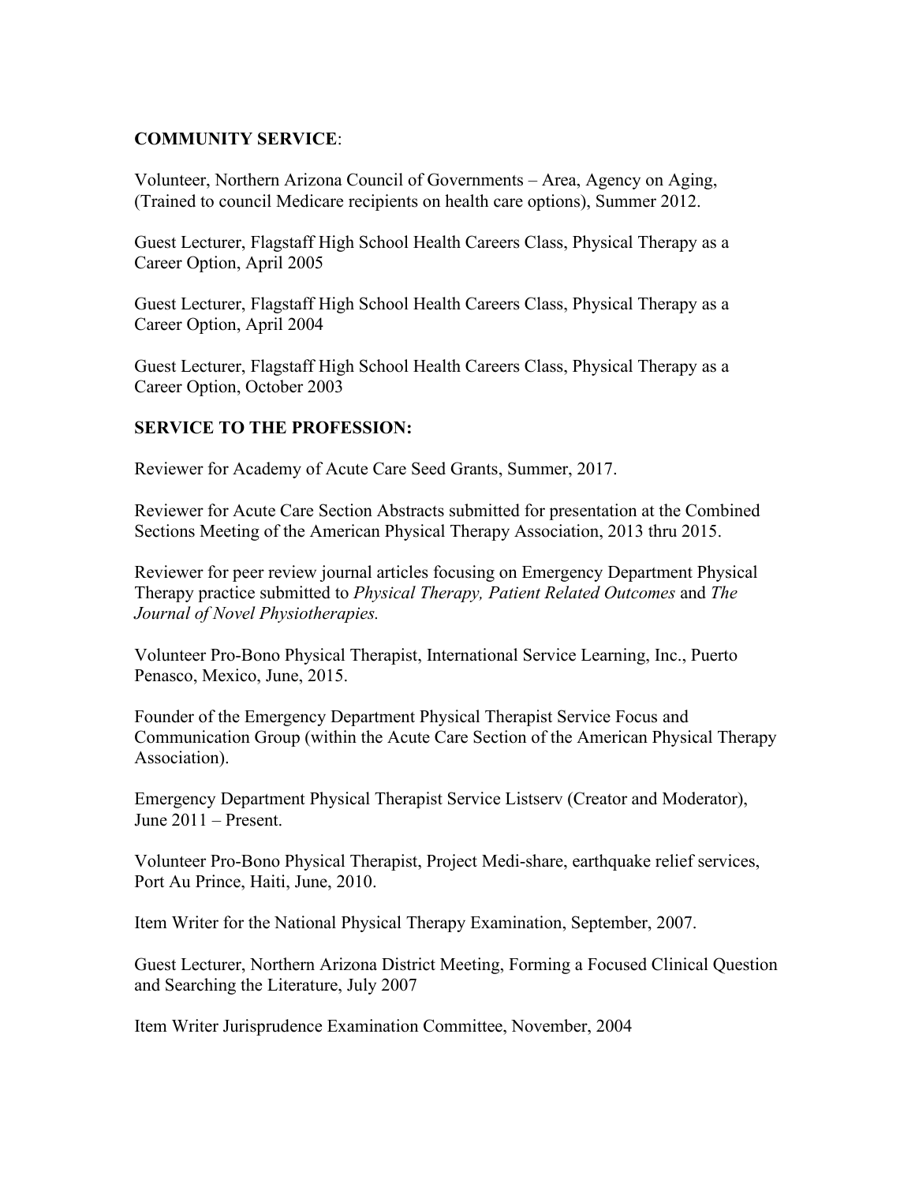**COMMUNITY SERVICE**:

Volunteer, Northern Arizona Council of Governments – Area, Agency on Aging, (Trained to council Medicare recipients on health care options), Summer 2012.

Guest Lecturer, Flagstaff High School Health Careers Class, Physical Therapy as a Career Option, April 2005

Guest Lecturer, Flagstaff High School Health Careers Class, Physical Therapy as a Career Option, April 2004

Guest Lecturer, Flagstaff High School Health Careers Class, Physical Therapy as a Career Option, October 2003

**SERVICE TO THE PROFESSION:**

Reviewer for Academy of Acute Care Seed Grants, Summer, 2017.

Reviewer for Acute Care Section Abstracts submitted for presentation at the Combined Sections Meeting of the American Physical Therapy Association, 2013 thru 2015.

Reviewer for peer review journal articles focusing on Emergency Department Physical Therapy practice submitted to *Physical Therapy, Patient Related Outcomes* and *The Journal of Novel Physiotherapies.*

Volunteer Pro-Bono Physical Therapist, International Service Learning, Inc., Puerto Penasco, Mexico, June, 2015.

Founder of the Emergency Department Physical Therapist Service Focus and Communication Group (within the Acute Care Section of the American Physical Therapy Association).

Emergency Department Physical Therapist Service Listserv (Creator and Moderator), June 2011 – Present.

Volunteer Pro-Bono Physical Therapist, Project Medi-share, earthquake relief services, Port Au Prince, Haiti, June, 2010.

Item Writer for the National Physical Therapy Examination, September, 2007.

Guest Lecturer, Northern Arizona District Meeting, Forming a Focused Clinical Question and Searching the Literature, July 2007

Item Writer Jurisprudence Examination Committee, November, 2004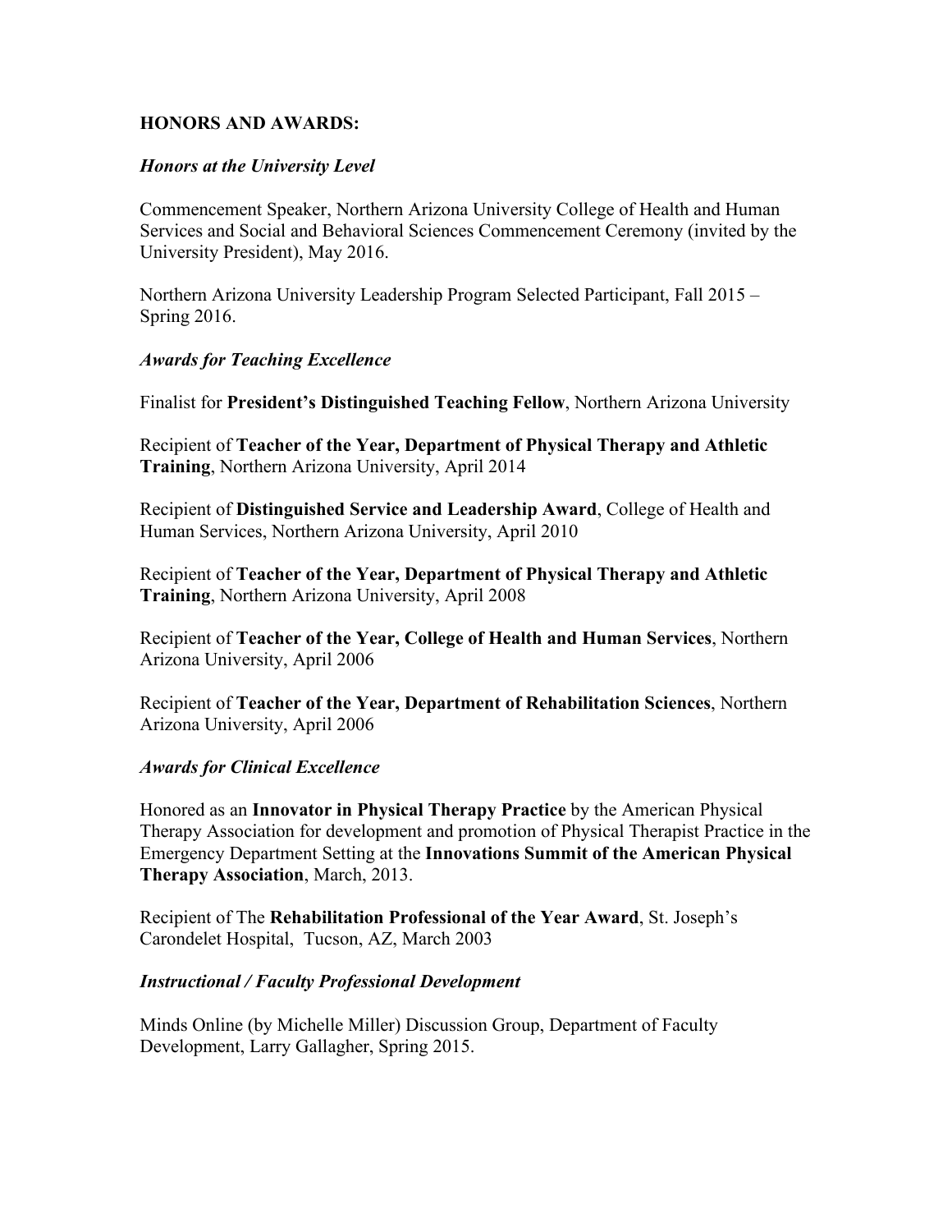## HONORS AND AWARDS:

### *Honors at the University Level*

Commencement Speaker, Northern Arizona University College of Health and Human Services and Social and Behavioral Sciences Commencement Ceremony (invited by the University President), May 2016.

Northern Arizona University Leadership Program Selected Participant, Fall 2015 – Spring 2016.

### *Awards for Teaching Excellence*

Finalist for **President's Distinguished Teaching Fellow**, Northern Arizona University

Recipient of **Teacher of the Year, Department of Physical Therapy and Athletic Training**, Northern Arizona University, April 2014

Recipient of **Distinguished Service and Leadership Award**, College of Health and Human Services, Northern Arizona University, April 2010

Recipient of **Teacher of the Year, Department of Physical Therapy and Athletic Training**, Northern Arizona University, April 2008

Recipient of **Teacher of the Year, College of Health and Human Services**, Northern Arizona University, April 2006

Recipient of **Teacher of the Year, Department of Rehabilitation Sciences**, Northern Arizona University, April 2006

### *Awards for Clinical Excellence*

Honored as an **Innovator in Physical Therapy Practice** by the American Physical Therapy Association for development and promotion of Physical Therapist Practice in the Emergency Department Setting at the **Innovations Summit of the American Physical Therapy Association**, March, 2013.

Recipient of The **Rehabilitation Professional of the Year Award**, St. Joseph's Carondelet Hospital, Tucson, AZ, March 2003

### *Instructional / Faculty Professional Development*

Minds Online (by Michelle Miller) Discussion Group, Department of Faculty Development, Larry Gallagher, Spring 2015.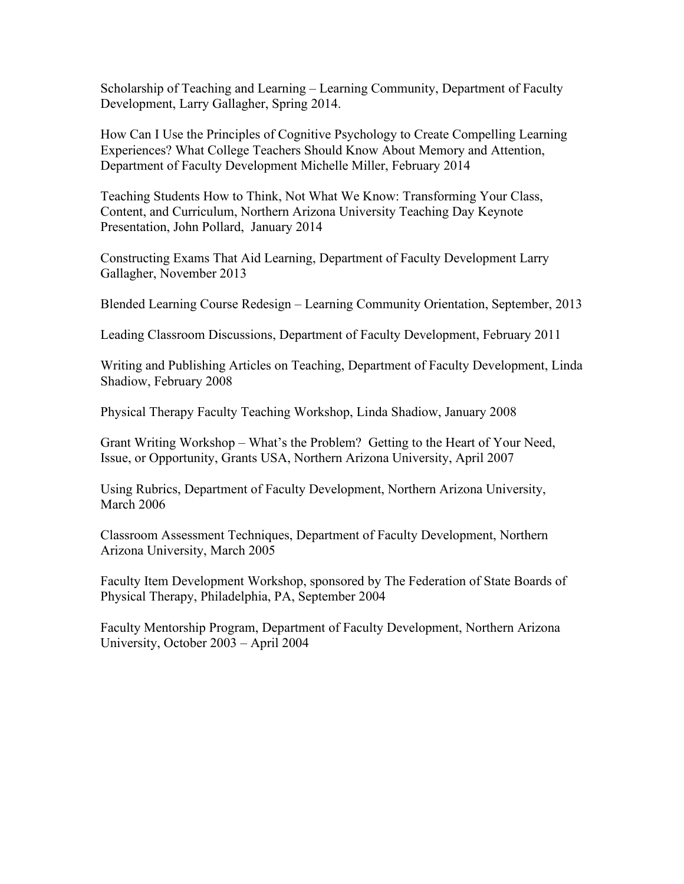Scholarship of Teaching and Learning – Learning Community, Department of Faculty Development, Larry Gallagher, Spring 2014.

How Can I Use the Principles of Cognitive Psychology to Create Compelling Learning Experiences? What College Teachers Should Know About Memory and Attention, Department of Faculty Development Michelle Miller, February 2014

Teaching Students How to Think, Not What We Know: Transforming Your Class, Content, and Curriculum, Northern Arizona University Teaching Day Keynote Presentation, John Pollard, January 2014

Constructing Exams That Aid Learning, Department of Faculty Development Larry Gallagher, November 2013

Blended Learning Course Redesign – Learning Community Orientation, September, 2013

Leading Classroom Discussions, Department of Faculty Development, February 2011

Writing and Publishing Articles on Teaching, Department of Faculty Development, Linda Shadiow, February 2008

Physical Therapy Faculty Teaching Workshop, Linda Shadiow, January 2008

Grant Writing Workshop – What's the Problem? Getting to the Heart of Your Need, Issue, or Opportunity, Grants USA, Northern Arizona University, April 2007

Using Rubrics, Department of Faculty Development, Northern Arizona University, March 2006

Classroom Assessment Techniques, Department of Faculty Development, Northern Arizona University, March 2005

Faculty Item Development Workshop, sponsored by The Federation of State Boards of Physical Therapy, Philadelphia, PA, September 2004

Faculty Mentorship Program, Department of Faculty Development, Northern Arizona University, October 2003 – April 2004